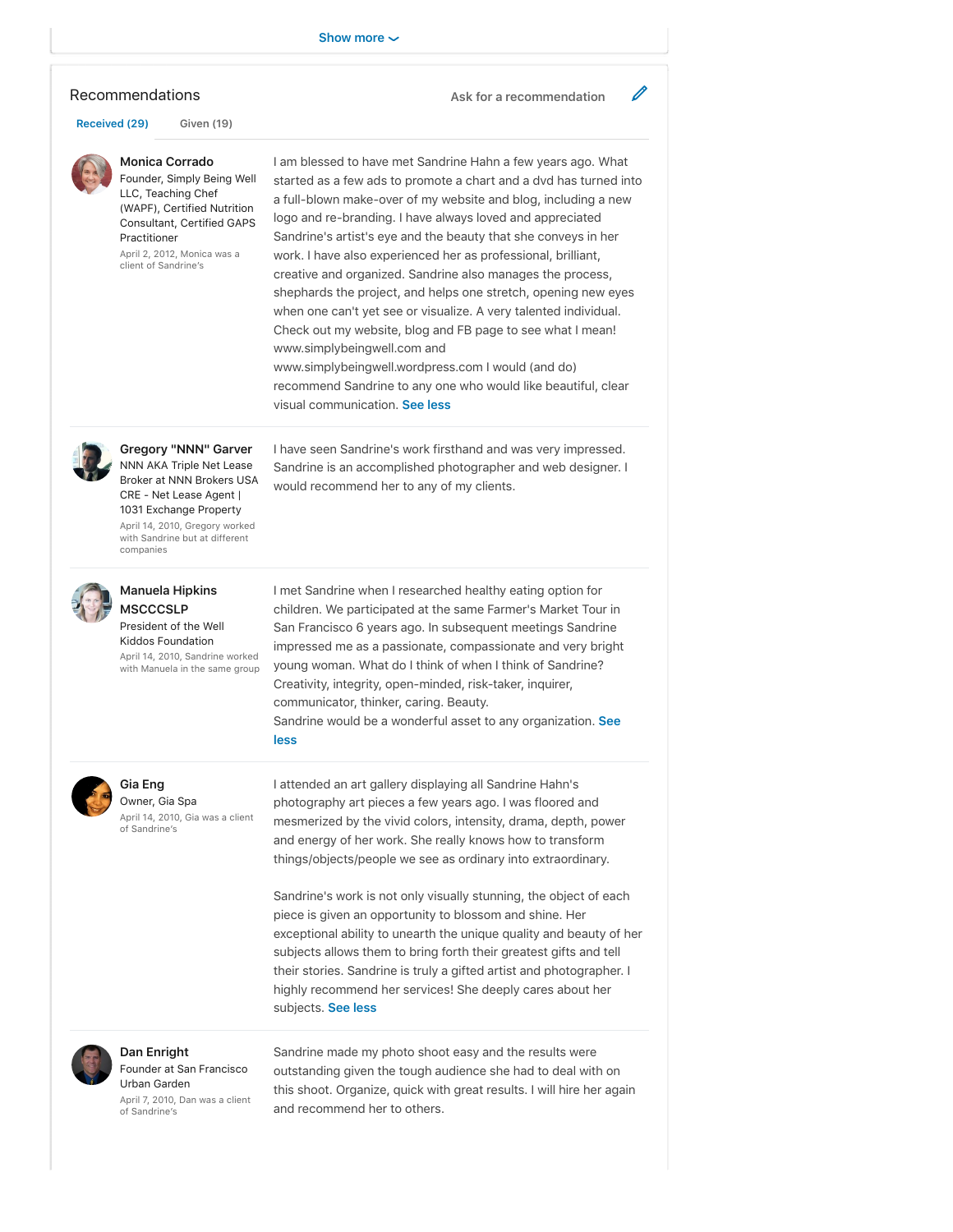Show more

## Recommendations

Ask for a recommendation

Received (29) | Given (19)

---

**Monica Corrado**
Founder, Simply Being Well LLC, Teaching Chef (WAPF), Certified Nutrition Consultant, Certified GAPS Practitioner
April 2, 2012, Monica was a client of Sandrine's

I am blessed to have met Sandrine Hahn a few years ago. What started as a few ads to promote a chart and a dvd has turned into a full-blown make-over of my website and blog, including a new logo and re-branding. I have always loved and appreciated Sandrine's artist's eye and the beauty that she conveys in her work. I have also experienced her as professional, brilliant, creative and organized. Sandrine also manages the process, shephards the project, and helps one stretch, opening new eyes when one can't yet see or visualize. A very talented individual. Check out my website, blog and FB page to see what I mean! www.simplybeingwell.com and www.simplybeingwell.wordpress.com I would (and do) recommend Sandrine to any one who would like beautiful, clear visual communication. See less

---

**Gregory "NNN" Garver**
NNN AKA Triple Net Lease Broker at NNN Brokers USA CRE - Net Lease Agent | 1031 Exchange Property
April 14, 2010, Gregory worked with Sandrine but at different companies

I have seen Sandrine's work firsthand and was very impressed. Sandrine is an accomplished photographer and web designer. I would recommend her to any of my clients.

---

**Manuela Hipkins MSCCCSLP**
President of the Well Kiddos Foundation
April 14, 2010, Sandrine worked with Manuela in the same group

I met Sandrine when I researched healthy eating option for children. We participated at the same Farmer's Market Tour in San Francisco 6 years ago. In subsequent meetings Sandrine impressed me as a passionate, compassionate and very bright young woman. What do I think of when I think of Sandrine? Creativity, integrity, open-minded, risk-taker, inquirer, communicator, thinker, caring. Beauty.
Sandrine would be a wonderful asset to any organization. See less

---

**Gia Eng**
Owner, Gia Spa
April 14, 2010, Gia was a client of Sandrine's

I attended an art gallery displaying all Sandrine Hahn's photography art pieces a few years ago. I was floored and mesmerized by the vivid colors, intensity, drama, depth, power and energy of her work. She really knows how to transform things/objects/people we see as ordinary into extraordinary.

Sandrine's work is not only visually stunning, the object of each piece is given an opportunity to blossom and shine. Her exceptional ability to unearth the unique quality and beauty of her subjects allows them to bring forth their greatest gifts and tell their stories. Sandrine is truly a gifted artist and photographer. I highly recommend her services! She deeply cares about her subjects. See less

---

**Dan Enright**
Founder at San Francisco Urban Garden
April 7, 2010, Dan was a client of Sandrine's

Sandrine made my photo shoot easy and the results were outstanding given the tough audience she had to deal with on this shoot. Organize, quick with great results. I will hire her again and recommend her to others.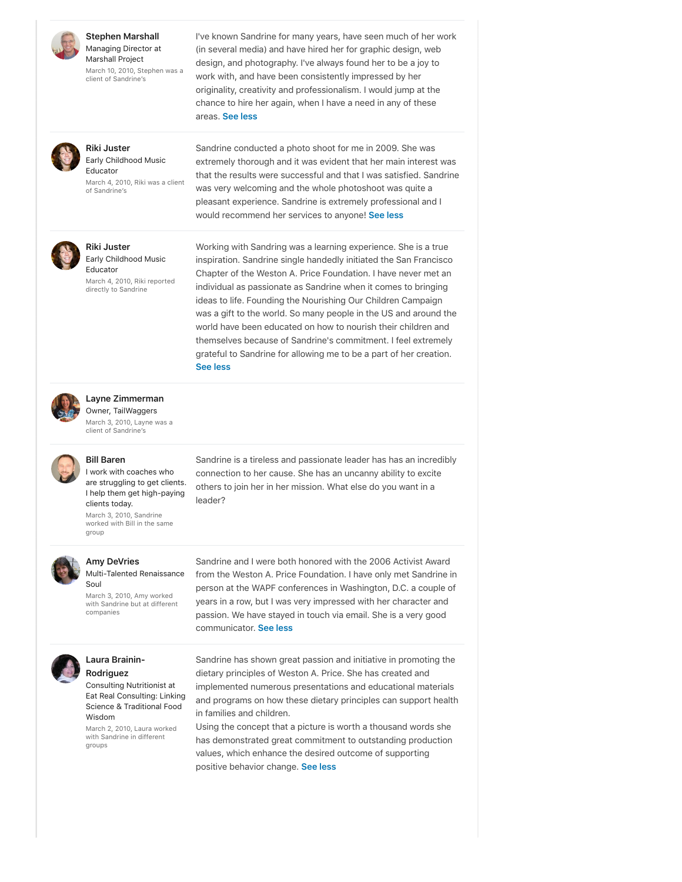**Stephen Marshall**
Managing Director at Marshall Project
March 10, 2010, Stephen was a client of Sandrine's

I've known Sandrine for many years, have seen much of her work (in several media) and have hired her for graphic design, web design, and photography. I've always found her to be a joy to work with, and have been consistently impressed by her originality, creativity and professionalism. I would jump at the chance to hire her again, when I have a need in any of these areas. See less

---

**Riki Juster**
Early Childhood Music Educator
March 4, 2010, Riki was a client of Sandrine's

Sandrine conducted a photo shoot for me in 2009. She was extremely thorough and it was evident that her main interest was that the results were successful and that I was satisfied. Sandrine was very welcoming and the whole photoshoot was quite a pleasant experience. Sandrine is extremely professional and I would recommend her services to anyone! See less

---

**Riki Juster**
Early Childhood Music Educator
March 4, 2010, Riki reported directly to Sandrine

Working with Sandring was a learning experience. She is a true inspiration. Sandrine single handedly initiated the San Francisco Chapter of the Weston A. Price Foundation. I have never met an individual as passionate as Sandrine when it comes to bringing ideas to life. Founding the Nourishing Our Children Campaign was a gift to the world. So many people in the US and around the world have been educated on how to nourish their children and themselves because of Sandrine's commitment. I feel extremely grateful to Sandrine for allowing me to be a part of her creation. See less

---

**Layne Zimmerman**
Owner, TailWaggers
March 3, 2010, Layne was a client of Sandrine's

---

**Bill Baren**
I work with coaches who are struggling to get clients. I help them get high-paying clients today.
March 3, 2010, Sandrine worked with Bill in the same group

Sandrine is a tireless and passionate leader has has an incredibly connection to her cause. She has an uncanny ability to excite others to join her in her mission. What else do you want in a leader?

---

**Amy DeVries**
Multi-Talented Renaissance Soul
March 3, 2010, Amy worked with Sandrine but at different companies

Sandrine and I were both honored with the 2006 Activist Award from the Weston A. Price Foundation. I have only met Sandrine in person at the WAPF conferences in Washington, D.C. a couple of years in a row, but I was very impressed with her character and passion. We have stayed in touch via email. She is a very good communicator. See less

---

**Laura Brainin-Rodriguez**
Consulting Nutritionist at Eat Real Consulting: Linking Science & Traditional Food Wisdom
March 2, 2010, Laura worked with Sandrine in different groups

Sandrine has shown great passion and initiative in promoting the dietary principles of Weston A. Price. She has created and implemented numerous presentations and educational materials and programs on how these dietary principles can support health in families and children.
Using the concept that a picture is worth a thousand words she has demonstrated great commitment to outstanding production values, which enhance the desired outcome of supporting positive behavior change. See less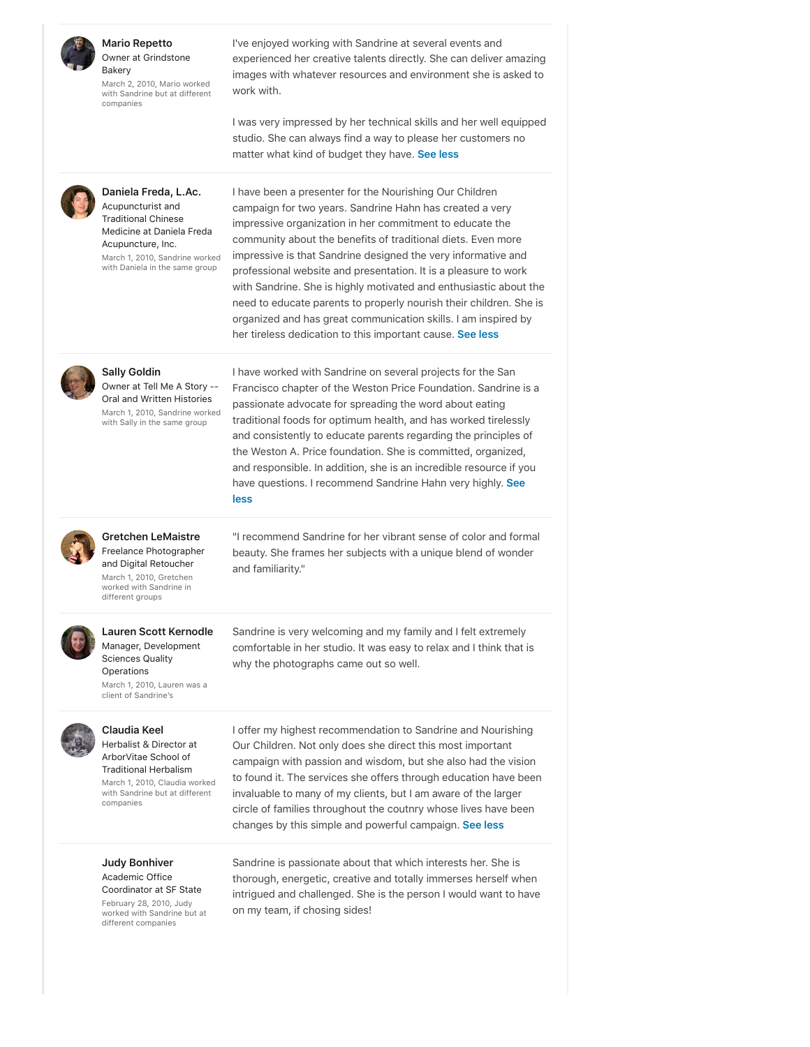**Mario Repetto**
Owner at Grindstone Bakery
March 2, 2010, Mario worked with Sandrine but at different companies

I've enjoyed working with Sandrine at several events and experienced her creative talents directly. She can deliver amazing images with whatever resources and environment she is asked to work with.

I was very impressed by her technical skills and her well equipped studio. She can always find a way to please her customers no matter what kind of budget they have. See less

---

**Daniela Freda, L.Ac.**
Acupuncturist and Traditional Chinese Medicine at Daniela Freda Acupuncture, Inc.
March 1, 2010, Sandrine worked with Daniela in the same group

I have been a presenter for the Nourishing Our Children campaign for two years. Sandrine Hahn has created a very impressive organization in her commitment to educate the community about the benefits of traditional diets. Even more impressive is that Sandrine designed the very informative and professional website and presentation. It is a pleasure to work with Sandrine. She is highly motivated and enthusiastic about the need to educate parents to properly nourish their children. She is organized and has great communication skills. I am inspired by her tireless dedication to this important cause. See less

---

**Sally Goldin**
Owner at Tell Me A Story -- Oral and Written Histories
March 1, 2010, Sandrine worked with Sally in the same group

I have worked with Sandrine on several projects for the San Francisco chapter of the Weston Price Foundation. Sandrine is a passionate advocate for spreading the word about eating traditional foods for optimum health, and has worked tirelessly and consistently to educate parents regarding the principles of the Weston A. Price foundation. She is committed, organized, and responsible. In addition, she is an incredible resource if you have questions. I recommend Sandrine Hahn very highly. See less

---

**Gretchen LeMaistre**
Freelance Photographer and Digital Retoucher
March 1, 2010, Gretchen worked with Sandrine in different groups

"I recommend Sandrine for her vibrant sense of color and formal beauty. She frames her subjects with a unique blend of wonder and familiarity."

---

**Lauren Scott Kernodle**
Manager, Development Sciences Quality Operations
March 1, 2010, Lauren was a client of Sandrine's

Sandrine is very welcoming and my family and I felt extremely comfortable in her studio. It was easy to relax and I think that is why the photographs came out so well.

---

**Claudia Keel**
Herbalist & Director at ArborVitae School of Traditional Herbalism
March 1, 2010, Claudia worked with Sandrine but at different companies

I offer my highest recommendation to Sandrine and Nourishing Our Children. Not only does she direct this most important campaign with passion and wisdom, but she also had the vision to found it. The services she offers through education have been invaluable to many of my clients, but I am aware of the larger circle of families throughout the coutnry whose lives have been changes by this simple and powerful campaign. See less

---

**Judy Bonhiver**
Academic Office Coordinator at SF State
February 28, 2010, Judy worked with Sandrine but at different companies

Sandrine is passionate about that which interests her. She is thorough, energetic, creative and totally immerses herself when intrigued and challenged. She is the person I would want to have on my team, if chosing sides!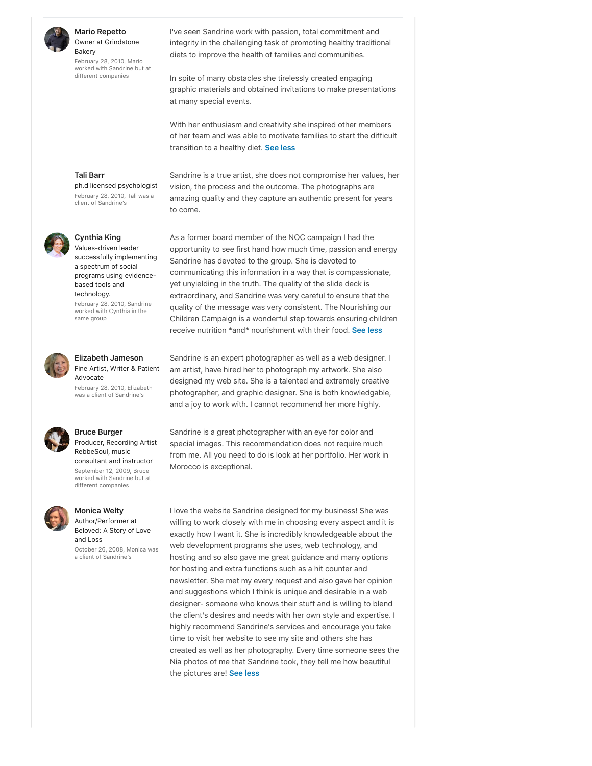**Mario Repetto**
Owner at Grindstone Bakery
February 28, 2010, Mario worked with Sandrine but at different companies

I've seen Sandrine work with passion, total commitment and integrity in the challenging task of promoting healthy traditional diets to improve the health of families and communities.

In spite of many obstacles she tirelessly created engaging graphic materials and obtained invitations to make presentations at many special events.

With her enthusiasm and creativity she inspired other members of her team and was able to motivate families to start the difficult transition to a healthy diet. See less

---

**Tali Barr**
ph.d licensed psychologist
February 28, 2010, Tali was a client of Sandrine's

Sandrine is a true artist, she does not compromise her values, her vision, the process and the outcome. The photographs are amazing quality and they capture an authentic present for years to come.

---

**Cynthia King**
Values-driven leader successfully implementing a spectrum of social programs using evidence-based tools and technology.
February 28, 2010, Sandrine worked with Cynthia in the same group

As a former board member of the NOC campaign I had the opportunity to see first hand how much time, passion and energy Sandrine has devoted to the group. She is devoted to communicating this information in a way that is compassionate, yet unyielding in the truth. The quality of the slide deck is extraordinary, and Sandrine was very careful to ensure that the quality of the message was very consistent. The Nourishing our Children Campaign is a wonderful step towards ensuring children receive nutrition *and* nourishment with their food. See less

---

**Elizabeth Jameson**
Fine Artist, Writer & Patient Advocate
February 28, 2010, Elizabeth was a client of Sandrine's

Sandrine is an expert photographer as well as a web designer. I am artist, have hired her to photograph my artwork. She also designed my web site. She is a talented and extremely creative photographer, and graphic designer. She is both knowledgable, and a joy to work with. I cannot recommend her more highly.

---

**Bruce Burger**
Producer, Recording Artist RebbeSoul, music consultant and instructor
September 12, 2009, Bruce worked with Sandrine but at different companies

Sandrine is a great photographer with an eye for color and special images. This recommendation does not require much from me. All you need to do is look at her portfolio. Her work in Morocco is exceptional.

---

**Monica Welty**
Author/Performer at Beloved: A Story of Love and Loss
October 26, 2008, Monica was a client of Sandrine's

I love the website Sandrine designed for my business! She was willing to work closely with me in choosing every aspect and it is exactly how I want it. She is incredibly knowledgeable about the web development programs she uses, web technology, and hosting and so also gave me great guidance and many options for hosting and extra functions such as a hit counter and newsletter. She met my every request and also gave her opinion and suggestions which I think is unique and desirable in a web designer- someone who knows their stuff and is willing to blend the client's desires and needs with her own style and expertise. I highly recommend Sandrine's services and encourage you take time to visit her website to see my site and others she has created as well as her photography. Every time someone sees the Nia photos of me that Sandrine took, they tell me how beautiful the pictures are! See less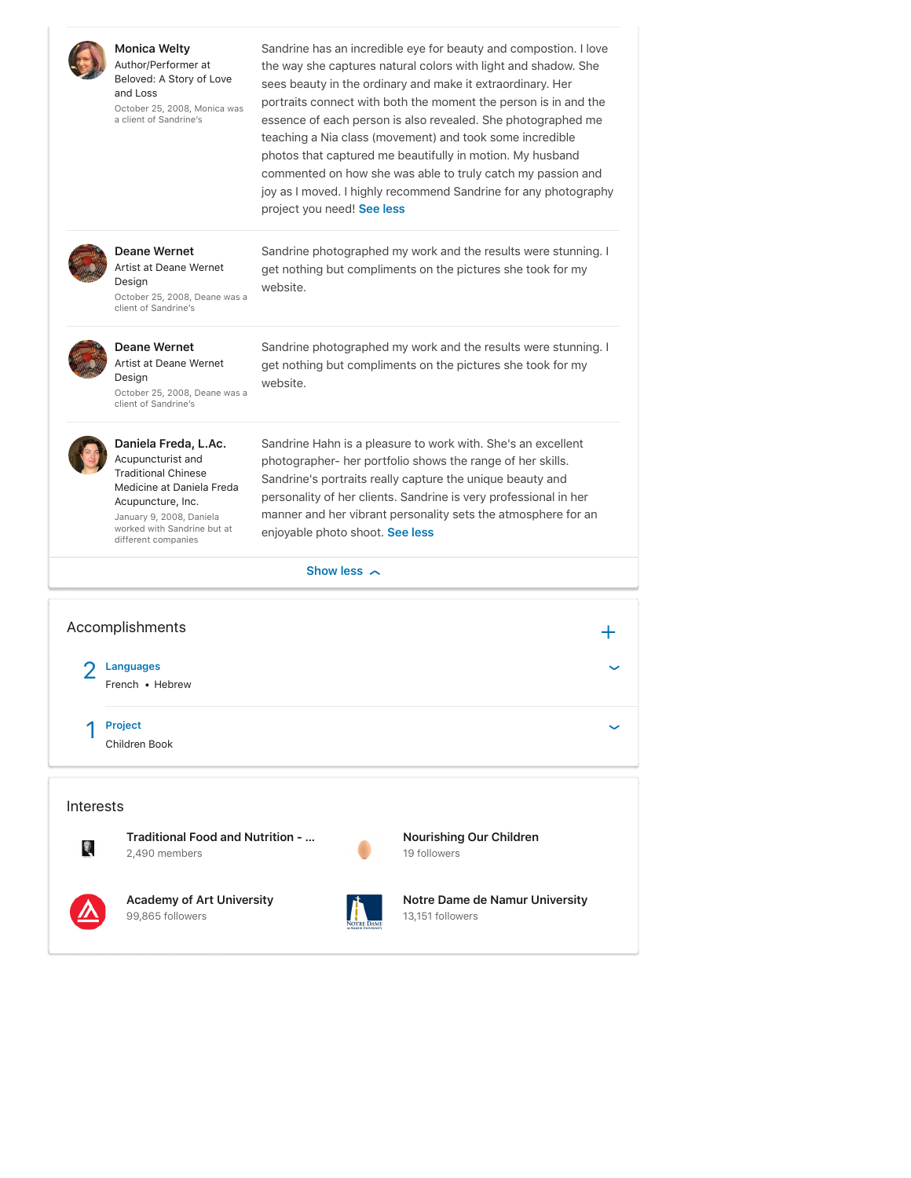**Monica Welty**
Author/Performer at Beloved: A Story of Love and Loss
October 25, 2008, Monica was a client of Sandrine's

Sandrine has an incredible eye for beauty and compostion. I love the way she captures natural colors with light and shadow. She sees beauty in the ordinary and make it extraordinary. Her portraits connect with both the moment the person is in and the essence of each person is also revealed. She photographed me teaching a Nia class (movement) and took some incredible photos that captured me beautifully in motion. My husband commented on how she was able to truly catch my passion and joy as I moved. I highly recommend Sandrine for any photography project you need! See less

**Deane Wernet**
Artist at Deane Wernet Design
October 25, 2008, Deane was a client of Sandrine's

Sandrine photographed my work and the results were stunning. I get nothing but compliments on the pictures she took for my website.

**Deane Wernet**
Artist at Deane Wernet Design
October 25, 2008, Deane was a client of Sandrine's

Sandrine photographed my work and the results were stunning. I get nothing but compliments on the pictures she took for my website.

**Daniela Freda, L.Ac.**
Acupuncturist and Traditional Chinese Medicine at Daniela Freda Acupuncture, Inc.
January 9, 2008, Daniela worked with Sandrine but at different companies

Sandrine Hahn is a pleasure to work with. She's an excellent photographer- her portfolio shows the range of her skills. Sandrine's portraits really capture the unique beauty and personality of her clients. Sandrine is very professional in her manner and her vibrant personality sets the atmosphere for an enjoyable photo shoot. See less

Show less

## Accomplishments

2 **Languages**
French • Hebrew

1 **Project**
Children Book

## Interests

**Traditional Food and Nutrition - ...**
2,490 members

**Nourishing Our Children**
19 followers

**Academy of Art University**
99,865 followers

**Notre Dame de Namur University**
13,151 followers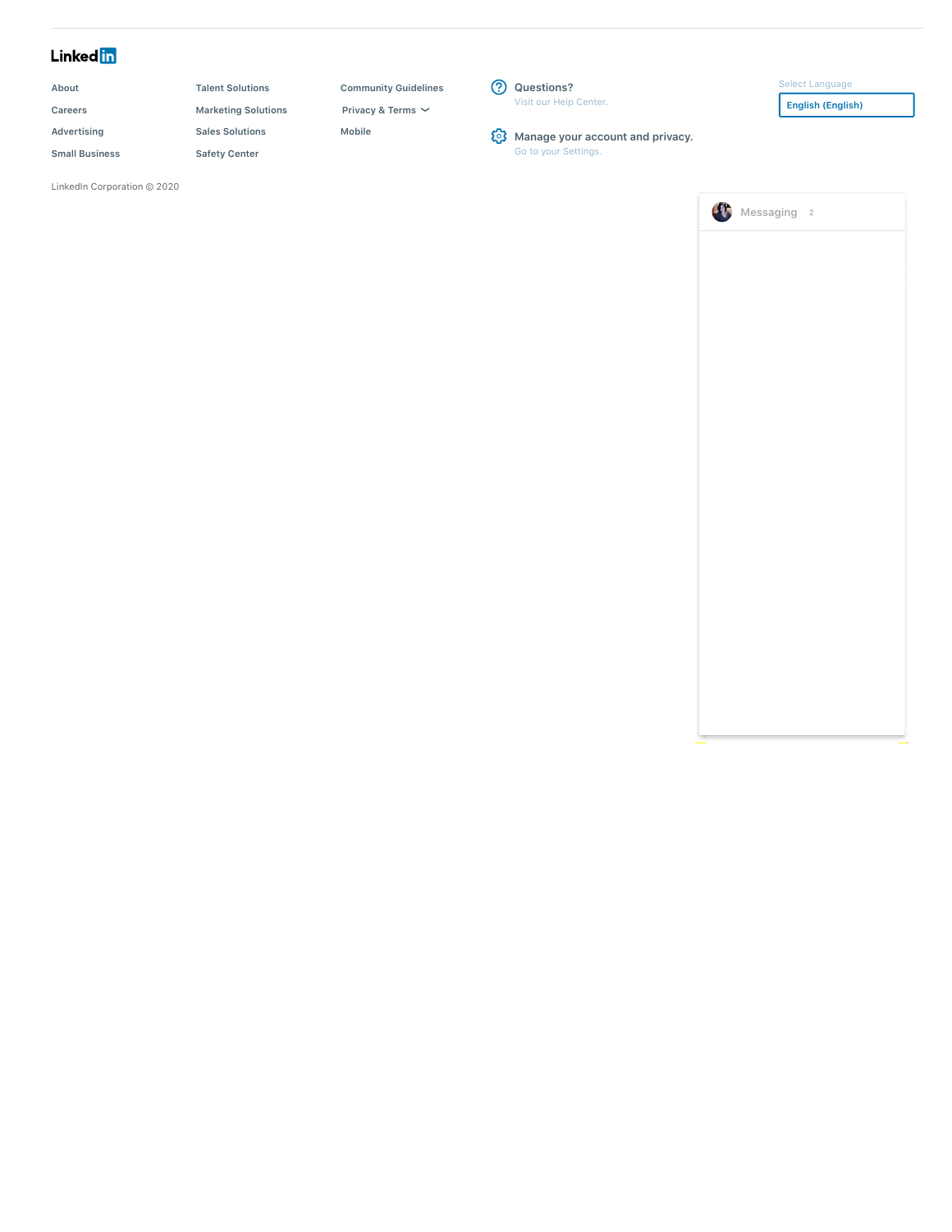Linkedin

About

Careers

Advertising

Small Business

Talent Solutions

Marketing Solutions

Sales Solutions

Safety Center

Community Guidelines

Privacy & Terms

Mobile

Questions?
Visit our Help Center.

Manage your account and privacy.
Go to your Settings.

Select Language

English (English)

LinkedIn Corporation © 2020

Messaging 2